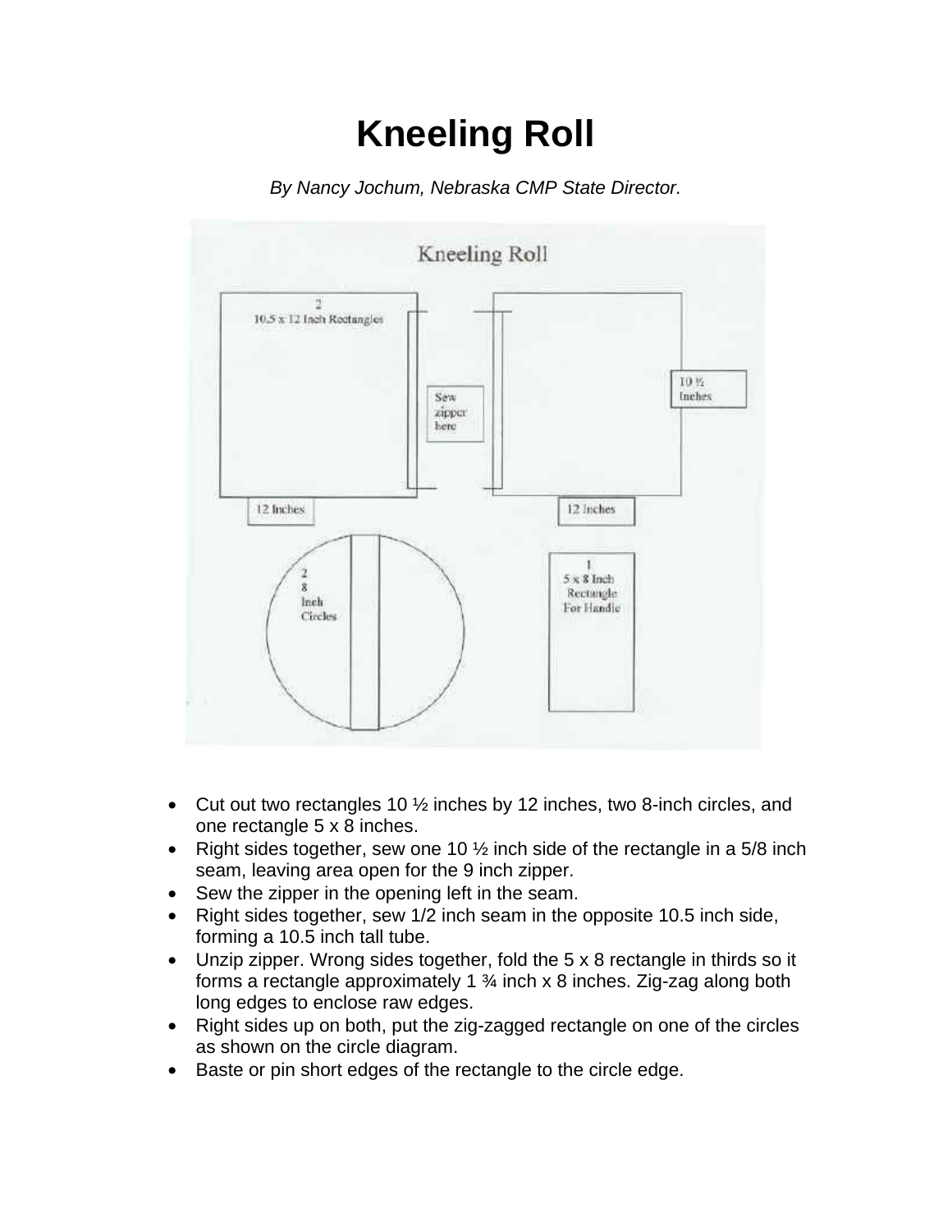# Kneeling Roll

*By Nancy Jochum, Nebraska CMP State Director.*

- Cut out two rectangles 10 ½ inches by 12 inches, two 8-inch circles, and one rectangle 5 x 8 inches.
- Right sides together, sew one 10 ½ inch side of the rectangle in a 5/8 inch seam, leaving area open for the 9 inch zipper.
- Sew the zipper in the opening left in the seam.
- Right sides together, sew 1/2 inch seam in the opposite 10.5 inch side, forming a 10.5 inch tall tube.
- Unzip zipper. Wrong sides together, fold the 5 x 8 rectangle in thirds so it forms a rectangle approximately 1 ¾ inch x 8 inches. Zig-zag along both long edges to enclose raw edges.
- Right sides up on both, put the zig-zagged rectangle on one of the circles as shown on the circle diagram.
- Baste or pin short edges of the rectangle to the circle edge.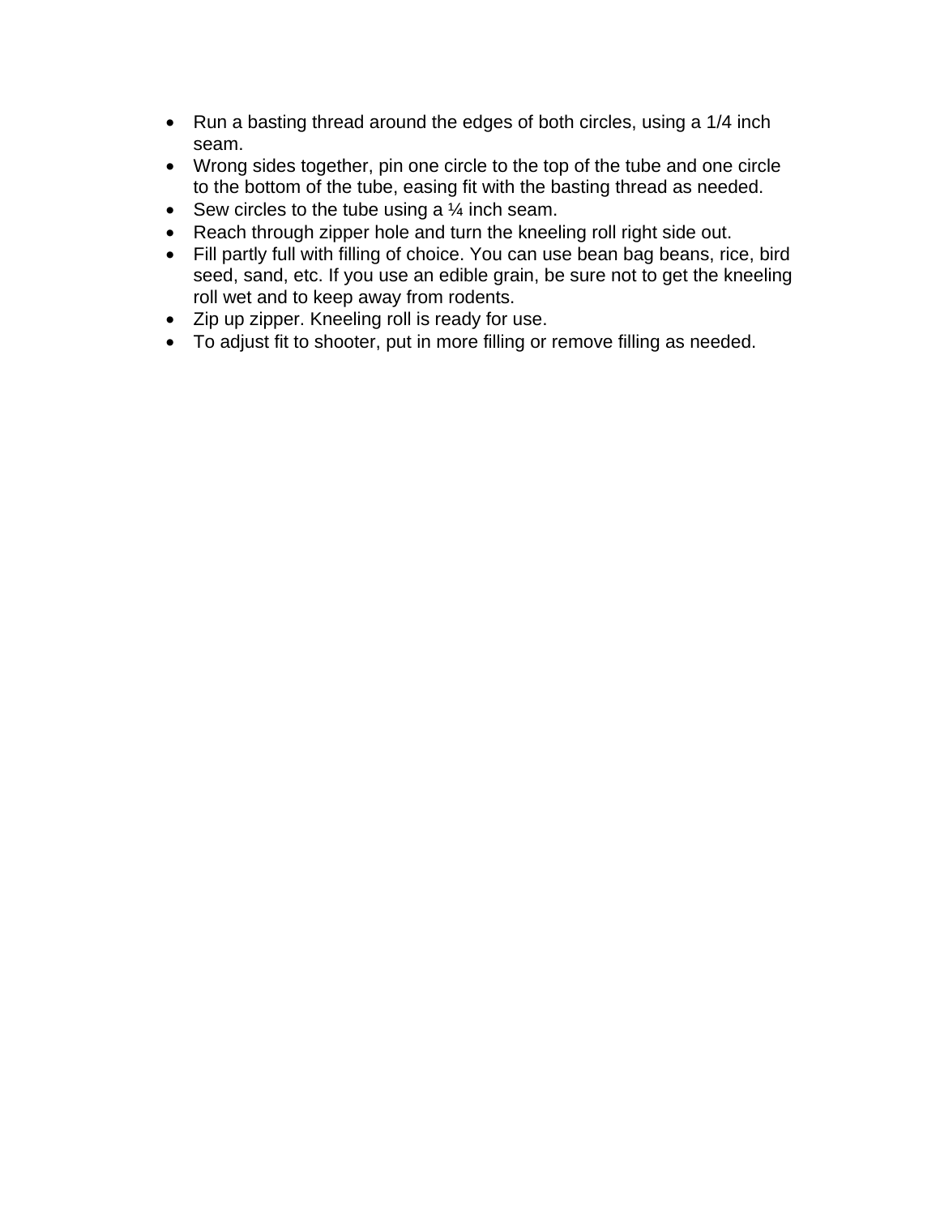- Run a basting thread around the edges of both circles, using a 1/4 inch seam.
- Wrong sides together, pin one circle to the top of the tube and one circle to the bottom of the tube, easing fit with the basting thread as needed.
- Sew circles to the tube using a ¼ inch seam.
- Reach through zipper hole and turn the kneeling roll right side out.
- Fill partly full with filling of choice. You can use bean bag beans, rice, bird seed, sand, etc. If you use an edible grain, be sure not to get the kneeling roll wet and to keep away from rodents.
- Zip up zipper. Kneeling roll is ready for use.
- To adjust fit to shooter, put in more filling or remove filling as needed.